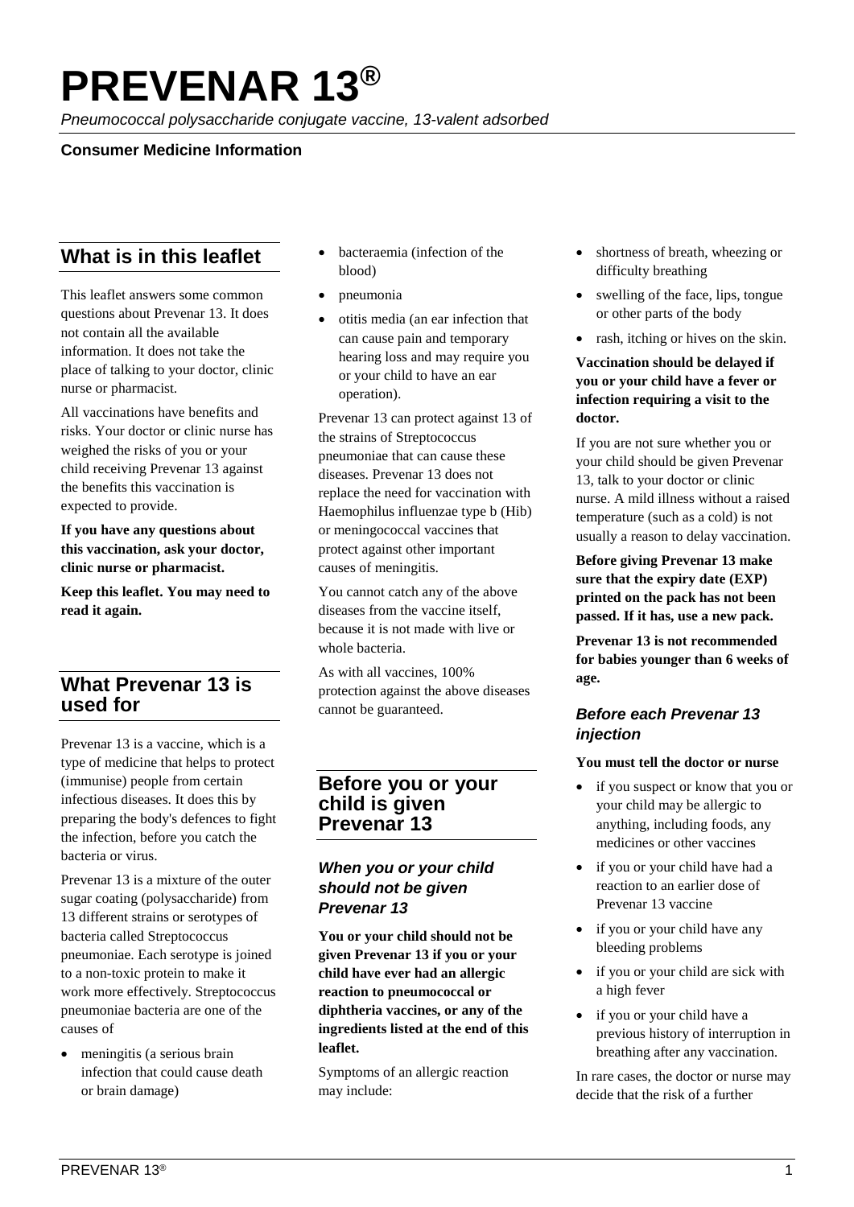# PREVENAR 13®

*Pneumococcal polysaccharide conjugate vaccine, 13-valent adsorbed*

**Consumer Medicine Information**

## What is in this leaflet

This leaflet answers some common questions about Prevenar 13. It does not contain all the available information. It does not take the place of talking to your doctor, clinic nurse or pharmacist.

All vaccinations have benefits and risks. Your doctor or clinic nurse has weighed the risks of you or your child receiving Prevenar 13 against the benefits this vaccination is expected to provide.

**If you have any questions about this vaccination, ask your doctor, clinic nurse or pharmacist.**

**Keep this leaflet. You may need to read it again.**

## What Prevenar 13 is used for

Prevenar 13 is a vaccine, which is a type of medicine that helps to protect (immunise) people from certain infectious diseases. It does this by preparing the body's defences to fight the infection, before you catch the bacteria or virus.

Prevenar 13 is a mixture of the outer sugar coating (polysaccharide) from 13 different strains or serotypes of bacteria called Streptococcus pneumoniae. Each serotype is joined to a non-toxic protein to make it work more effectively. Streptococcus pneumoniae bacteria are one of the causes of

- meningitis (a serious brain infection that could cause death or brain damage)
- bacteraemia (infection of the blood)
- pneumonia
- otitis media (an ear infection that can cause pain and temporary hearing loss and may require you or your child to have an ear operation).

Prevenar 13 can protect against 13 of the strains of Streptococcus pneumoniae that can cause these diseases. Prevenar 13 does not replace the need for vaccination with Haemophilus influenzae type b (Hib) or meningococcal vaccines that protect against other important causes of meningitis.

You cannot catch any of the above diseases from the vaccine itself, because it is not made with live or whole bacteria.

As with all vaccines, 100% protection against the above diseases cannot be guaranteed.

## Before you or your child is given Prevenar 13

### *When you or your child should not be given Prevenar 13*

**You or your child should not be given Prevenar 13 if you or your child have ever had an allergic reaction to pneumococcal or diphtheria vaccines, or any of the ingredients listed at the end of this leaflet.**

Symptoms of an allergic reaction may include:

- shortness of breath, wheezing or difficulty breathing
- swelling of the face, lips, tongue or other parts of the body
- rash, itching or hives on the skin.

**Vaccination should be delayed if you or your child have a fever or infection requiring a visit to the doctor.**

If you are not sure whether you or your child should be given Prevenar 13, talk to your doctor or clinic nurse. A mild illness without a raised temperature (such as a cold) is not usually a reason to delay vaccination.

**Before giving Prevenar 13 make sure that the expiry date (EXP) printed on the pack has not been passed. If it has, use a new pack.**

**Prevenar 13 is not recommended for babies younger than 6 weeks of age.**

### *Before each Prevenar 13 injection*

**You must tell the doctor or nurse**

- if you suspect or know that you or your child may be allergic to anything, including foods, any medicines or other vaccines
- if you or your child have had a reaction to an earlier dose of Prevenar 13 vaccine
- if you or your child have any bleeding problems
- if you or your child are sick with a high fever
- if you or your child have a previous history of interruption in breathing after any vaccination.

In rare cases, the doctor or nurse may decide that the risk of a further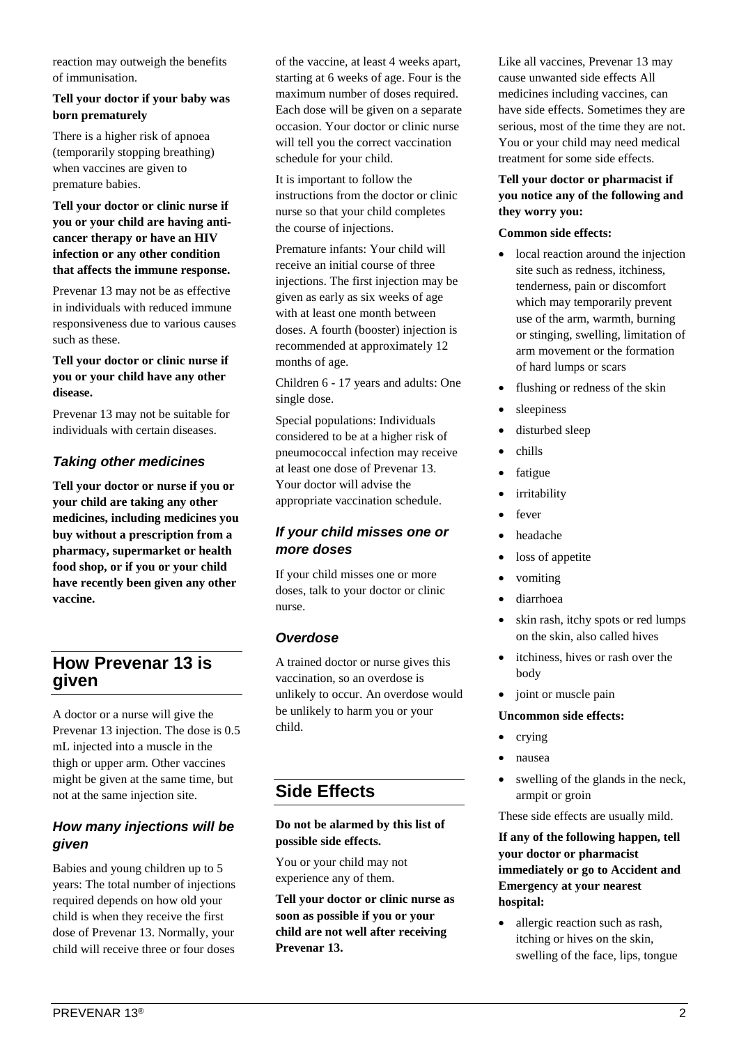reaction may outweigh the benefits of immunisation.

**Tell your doctor if your baby was born prematurely**

There is a higher risk of apnoea (temporarily stopping breathing) when vaccines are given to premature babies.

**Tell your doctor or clinic nurse if you or your child are having anti-cancer therapy or have an HIV infection or any other condition that affects the immune response.**

Prevenar 13 may not be as effective in individuals with reduced immune responsiveness due to various causes such as these.

**Tell your doctor or clinic nurse if you or your child have any other disease.**

Prevenar 13 may not be suitable for individuals with certain diseases.

### *Taking other medicines*

**Tell your doctor or nurse if you or your child are taking any other medicines, including medicines you buy without a prescription from a pharmacy, supermarket or health food shop, or if you or your child have recently been given any other vaccine.**

## How Prevenar 13 is given

A doctor or a nurse will give the Prevenar 13 injection. The dose is 0.5 mL injected into a muscle in the thigh or upper arm. Other vaccines might be given at the same time, but not at the same injection site.

### *How many injections will be given*

Babies and young children up to 5 years: The total number of injections required depends on how old your child is when they receive the first dose of Prevenar 13. Normally, your child will receive three or four doses of the vaccine, at least 4 weeks apart, starting at 6 weeks of age. Four is the maximum number of doses required. Each dose will be given on a separate occasion. Your doctor or clinic nurse will tell you the correct vaccination schedule for your child.

It is important to follow the instructions from the doctor or clinic nurse so that your child completes the course of injections.

Premature infants: Your child will receive an initial course of three injections. The first injection may be given as early as six weeks of age with at least one month between doses. A fourth (booster) injection is recommended at approximately 12 months of age.

Children 6 - 17 years and adults: One single dose.

Special populations: Individuals considered to be at a higher risk of pneumococcal infection may receive at least one dose of Prevenar 13. Your doctor will advise the appropriate vaccination schedule.

### *If your child misses one or more doses*

If your child misses one or more doses, talk to your doctor or clinic nurse.

### *Overdose*

A trained doctor or nurse gives this vaccination, so an overdose is unlikely to occur. An overdose would be unlikely to harm you or your child.

## Side Effects

**Do not be alarmed by this list of possible side effects.**

You or your child may not experience any of them.

**Tell your doctor or clinic nurse as soon as possible if you or your child are not well after receiving Prevenar 13.**

Like all vaccines, Prevenar 13 may cause unwanted side effects All medicines including vaccines, can have side effects. Sometimes they are serious, most of the time they are not. You or your child may need medical treatment for some side effects.

**Tell your doctor or pharmacist if you notice any of the following and they worry you:**

**Common side effects:**

- local reaction around the injection site such as redness, itchiness, tenderness, pain or discomfort which may temporarily prevent use of the arm, warmth, burning or stinging, swelling, limitation of arm movement or the formation of hard lumps or scars
- flushing or redness of the skin
- sleepiness
- disturbed sleep
- chills
- fatigue
- irritability
- fever
- headache
- loss of appetite
- vomiting
- diarrhoea
- skin rash, itchy spots or red lumps on the skin, also called hives
- itchiness, hives or rash over the body
- joint or muscle pain

**Uncommon side effects:**

- crying
- nausea
- swelling of the glands in the neck, armpit or groin

These side effects are usually mild.

**If any of the following happen, tell your doctor or pharmacist immediately or go to Accident and Emergency at your nearest hospital:**

- allergic reaction such as rash, itching or hives on the skin, swelling of the face, lips, tongue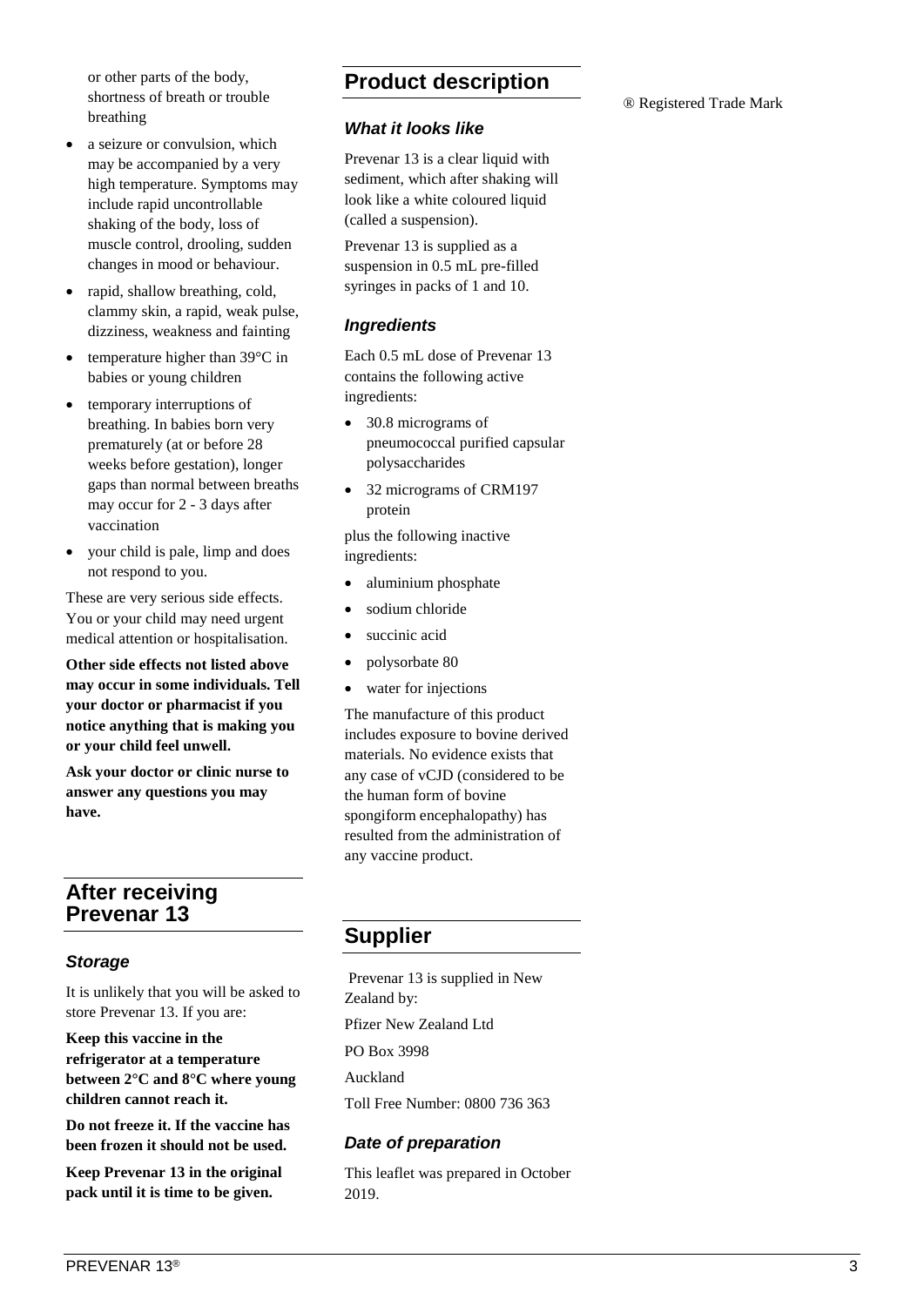or other parts of the body, shortness of breath or trouble breathing

- a seizure or convulsion, which may be accompanied by a very high temperature. Symptoms may include rapid uncontrollable shaking of the body, loss of muscle control, drooling, sudden changes in mood or behaviour.
- rapid, shallow breathing, cold, clammy skin, a rapid, weak pulse, dizziness, weakness and fainting
- temperature higher than 39°C in babies or young children
- temporary interruptions of breathing. In babies born very prematurely (at or before 28 weeks before gestation), longer gaps than normal between breaths may occur for 2 - 3 days after vaccination
- your child is pale, limp and does not respond to you.

These are very serious side effects. You or your child may need urgent medical attention or hospitalisation.

**Other side effects not listed above may occur in some individuals. Tell your doctor or pharmacist if you notice anything that is making you or your child feel unwell.**

**Ask your doctor or clinic nurse to answer any questions you may have.**

## After receiving Prevenar 13

### *Storage*

It is unlikely that you will be asked to store Prevenar 13. If you are:

**Keep this vaccine in the refrigerator at a temperature between 2°C and 8°C where young children cannot reach it.**

**Do not freeze it. If the vaccine has been frozen it should not be used.**

**Keep Prevenar 13 in the original pack until it is time to be given.**

## Product description

### *What it looks like*

Prevenar 13 is a clear liquid with sediment, which after shaking will look like a white coloured liquid (called a suspension).

Prevenar 13 is supplied as a suspension in 0.5 mL pre-filled syringes in packs of 1 and 10.

### *Ingredients*

Each 0.5 mL dose of Prevenar 13 contains the following active ingredients:

- 30.8 micrograms of pneumococcal purified capsular polysaccharides
- 32 micrograms of CRM197 protein

plus the following inactive ingredients:

- aluminium phosphate
- sodium chloride
- succinic acid
- polysorbate 80
- water for injections

The manufacture of this product includes exposure to bovine derived materials. No evidence exists that any case of vCJD (considered to be the human form of bovine spongiform encephalopathy) has resulted from the administration of any vaccine product.

## Supplier

Prevenar 13 is supplied in New Zealand by:

Pfizer New Zealand Ltd

PO Box 3998

Auckland

Toll Free Number: 0800 736 363

### *Date of preparation*

This leaflet was prepared in October 2019.

® Registered Trade Mark